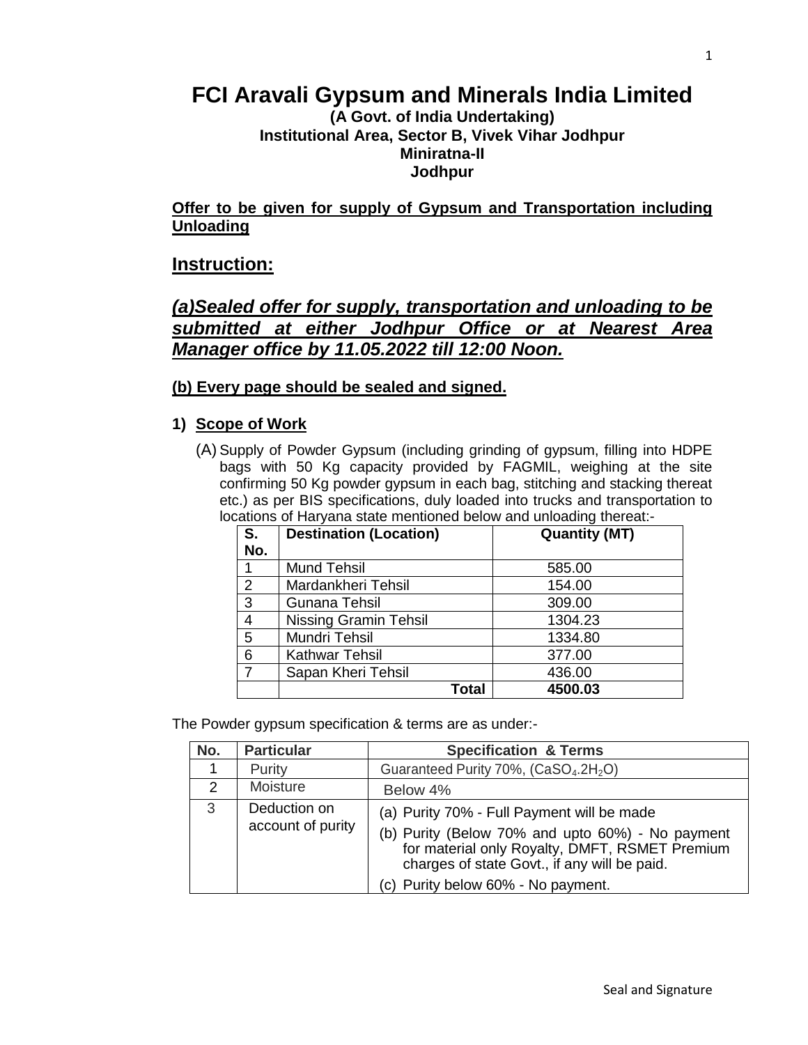# FCI Aravali Gypsum and Minerals India Limited

**(A Govt. of India Undertaking)**
**Institutional Area, Sector B, Vivek Vihar Jodhpur**
**Miniratna-II**
**Jodhpur**

**Offer to be given for supply of Gypsum and Transportation including Unloading**

## Instruction:

***(a)Sealed offer for supply, transportation and unloading to be submitted at either Jodhpur Office or at Nearest Area Manager office by 11.05.2022 till 12:00 Noon.***

**(b) Every page should be sealed and signed.**

1) **Scope of Work**

(A) Supply of Powder Gypsum (including grinding of gypsum, filling into HDPE bags with 50 Kg capacity provided by FAGMIL, weighing at the site confirming 50 Kg powder gypsum in each bag, stitching and stacking thereat etc.) as per BIS specifications, duly loaded into trucks and transportation to locations of Haryana state mentioned below and unloading thereat:-

| S. No. | Destination (Location) | Quantity (MT) |
|---|---|---|
| 1 | Mund Tehsil | 585.00 |
| 2 | Mardankheri Tehsil | 154.00 |
| 3 | Gunana Tehsil | 309.00 |
| 4 | Nissing Gramin Tehsil | 1304.23 |
| 5 | Mundri Tehsil | 1334.80 |
| 6 | Kathwar Tehsil | 377.00 |
| 7 | Sapan Kheri Tehsil | 436.00 |
| | **Total** | **4500.03** |

The Powder gypsum specification & terms are as under:-

| No. | Particular | Specification & Terms |
|---|---|---|
| 1 | Purity | Guaranteed Purity 70%, ($CaSO_4.2H_2O$) |
| 2 | Moisture | Below 4% |
| 3 | Deduction on account of purity | (a) Purity 70% - Full Payment will be made<br>(b) Purity (Below 70% and upto 60%) - No payment for material only Royalty, DMFT, RSMET Premium charges of state Govt., if any will be paid.<br>(c) Purity below 60% - No payment. |

Seal and Signature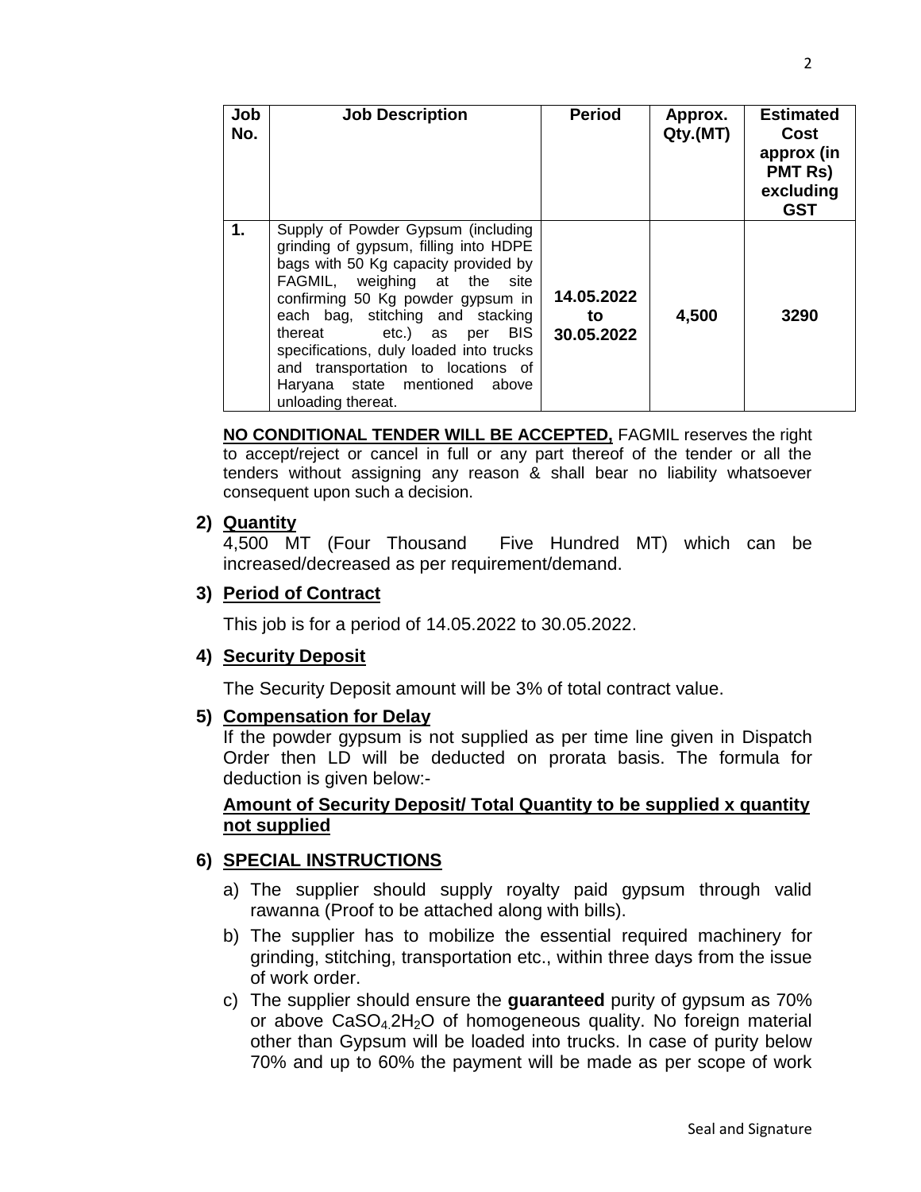| Job No. | Job Description | Period | Approx. Qty.(MT) | Estimated Cost approx (in PMT Rs) excluding GST |
|---|---|---|---|---|
| 1. | Supply of Powder Gypsum (including grinding of gypsum, filling into HDPE bags with 50 Kg capacity provided by FAGMIL, weighing at the site confirming 50 Kg powder gypsum in each bag, stitching and stacking thereat etc.) as per BIS specifications, duly loaded into trucks and transportation to locations of Haryana state mentioned above unloading thereat. | **14.05.2022 to 30.05.2022** | **4,500** | **3290** |

**NO CONDITIONAL TENDER WILL BE ACCEPTED,** FAGMIL reserves the right to accept/reject or cancel in full or any part thereof of the tender or all the tenders without assigning any reason & shall bear no liability whatsoever consequent upon such a decision.

**2) Quantity**

4,500 MT (Four Thousand Five Hundred MT) which can be increased/decreased as per requirement/demand.

**3) Period of Contract**

This job is for a period of 14.05.2022 to 30.05.2022.

**4) Security Deposit**

The Security Deposit amount will be 3% of total contract value.

**5) Compensation for Delay**

If the powder gypsum is not supplied as per time line given in Dispatch Order then LD will be deducted on prorata basis. The formula for deduction is given below:-

**Amount of Security Deposit/ Total Quantity to be supplied x quantity not supplied**

**6) SPECIAL INSTRUCTIONS**

a) The supplier should supply royalty paid gypsum through valid rawanna (Proof to be attached along with bills).

b) The supplier has to mobilize the essential required machinery for grinding, stitching, transportation etc., within three days from the issue of work order.

c) The supplier should ensure the **guaranteed** purity of gypsum as 70% or above $CaSO_4.2H_2O$ of homogeneous quality. No foreign material other than Gypsum will be loaded into trucks. In case of purity below 70% and up to 60% the payment will be made as per scope of work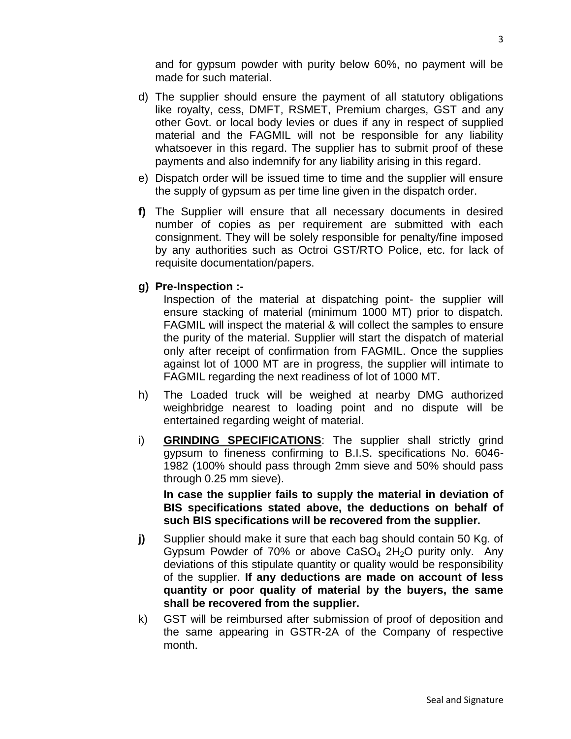and for gypsum powder with purity below 60%, no payment will be made for such material.

d) The supplier should ensure the payment of all statutory obligations like royalty, cess, DMFT, RSMET, Premium charges, GST and any other Govt. or local body levies or dues if any in respect of supplied material and the FAGMIL will not be responsible for any liability whatsoever in this regard. The supplier has to submit proof of these payments and also indemnify for any liability arising in this regard.

e) Dispatch order will be issued time to time and the supplier will ensure the supply of gypsum as per time line given in the dispatch order.

**f)** The Supplier will ensure that all necessary documents in desired number of copies as per requirement are submitted with each consignment. They will be solely responsible for penalty/fine imposed by any authorities such as Octroi GST/RTO Police, etc. for lack of requisite documentation/papers.

**g) Pre-Inspection :-**

Inspection of the material at dispatching point- the supplier will ensure stacking of material (minimum 1000 MT) prior to dispatch. FAGMIL will inspect the material & will collect the samples to ensure the purity of the material. Supplier will start the dispatch of material only after receipt of confirmation from FAGMIL. Once the supplies against lot of 1000 MT are in progress, the supplier will intimate to FAGMIL regarding the next readiness of lot of 1000 MT.

h) The Loaded truck will be weighed at nearby DMG authorized weighbridge nearest to loading point and no dispute will be entertained regarding weight of material.

i) **<u>GRINDING SPECIFICATIONS</u>**: The supplier shall strictly grind gypsum to fineness confirming to B.I.S. specifications No. 6046-1982 (100% should pass through 2mm sieve and 50% should pass through 0.25 mm sieve).

**In case the supplier fails to supply the material in deviation of BIS specifications stated above, the deductions on behalf of such BIS specifications will be recovered from the supplier.**

**j)** Supplier should make it sure that each bag should contain 50 Kg. of Gypsum Powder of 70% or above $CaSO_4$ $2H_2O$ purity only. Any deviations of this stipulate quantity or quality would be responsibility of the supplier. **If any deductions are made on account of less quantity or poor quality of material by the buyers, the same shall be recovered from the supplier.**

k) GST will be reimbursed after submission of proof of deposition and the same appearing in GSTR-2A of the Company of respective month.

Seal and Signature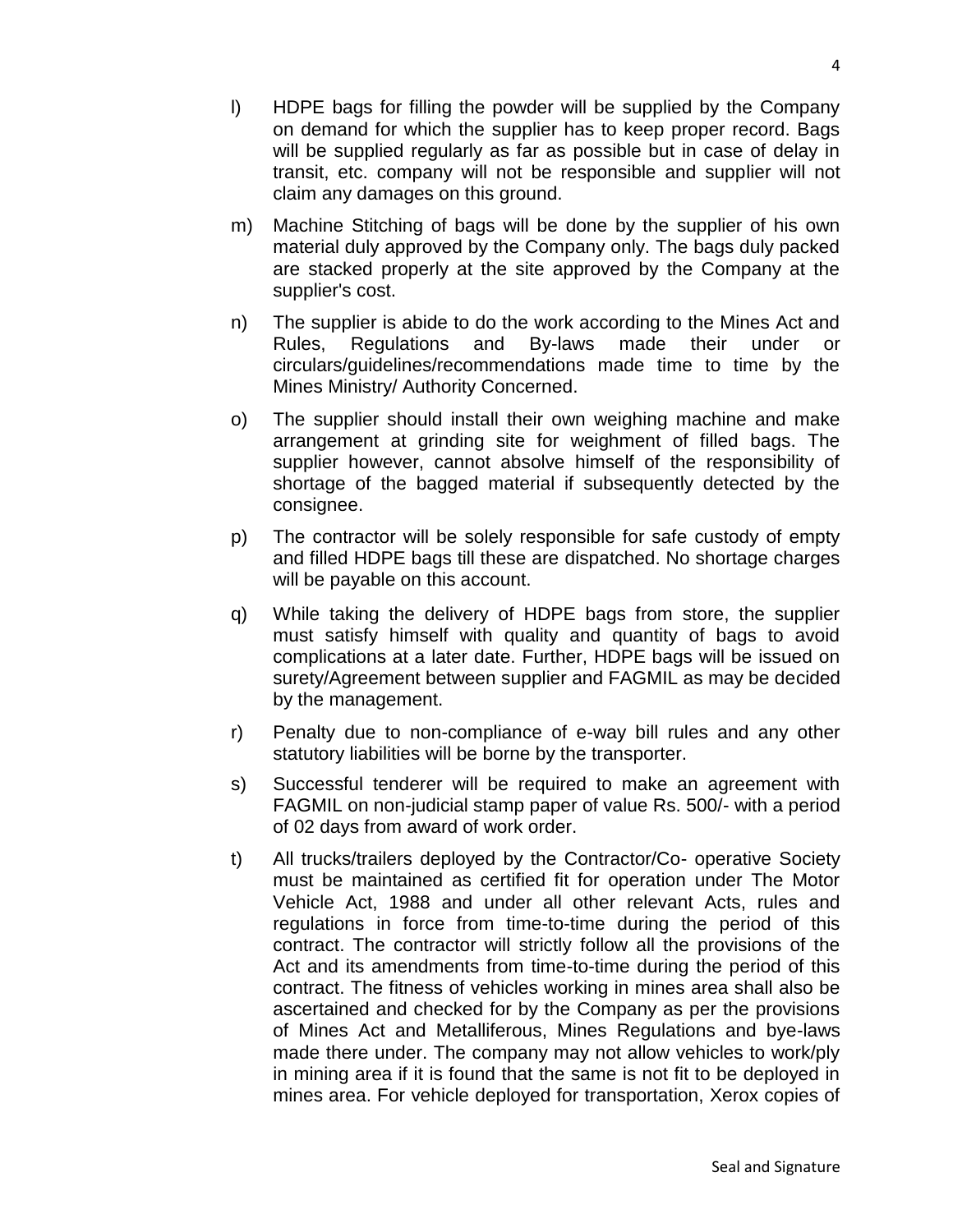l) HDPE bags for filling the powder will be supplied by the Company on demand for which the supplier has to keep proper record. Bags will be supplied regularly as far as possible but in case of delay in transit, etc. company will not be responsible and supplier will not claim any damages on this ground.

m) Machine Stitching of bags will be done by the supplier of his own material duly approved by the Company only. The bags duly packed are stacked properly at the site approved by the Company at the supplier's cost.

n) The supplier is abide to do the work according to the Mines Act and Rules, Regulations and By-laws made their under or circulars/guidelines/recommendations made time to time by the Mines Ministry/ Authority Concerned.

o) The supplier should install their own weighing machine and make arrangement at grinding site for weighment of filled bags. The supplier however, cannot absolve himself of the responsibility of shortage of the bagged material if subsequently detected by the consignee.

p) The contractor will be solely responsible for safe custody of empty and filled HDPE bags till these are dispatched. No shortage charges will be payable on this account.

q) While taking the delivery of HDPE bags from store, the supplier must satisfy himself with quality and quantity of bags to avoid complications at a later date. Further, HDPE bags will be issued on surety/Agreement between supplier and FAGMIL as may be decided by the management.

r) Penalty due to non-compliance of e-way bill rules and any other statutory liabilities will be borne by the transporter.

s) Successful tenderer will be required to make an agreement with FAGMIL on non-judicial stamp paper of value Rs. 500/- with a period of 02 days from award of work order.

t) All trucks/trailers deployed by the Contractor/Co- operative Society must be maintained as certified fit for operation under The Motor Vehicle Act, 1988 and under all other relevant Acts, rules and regulations in force from time-to-time during the period of this contract. The contractor will strictly follow all the provisions of the Act and its amendments from time-to-time during the period of this contract. The fitness of vehicles working in mines area shall also be ascertained and checked for by the Company as per the provisions of Mines Act and Metalliferous, Mines Regulations and bye-laws made there under. The company may not allow vehicles to work/ply in mining area if it is found that the same is not fit to be deployed in mines area. For vehicle deployed for transportation, Xerox copies of

Seal and Signature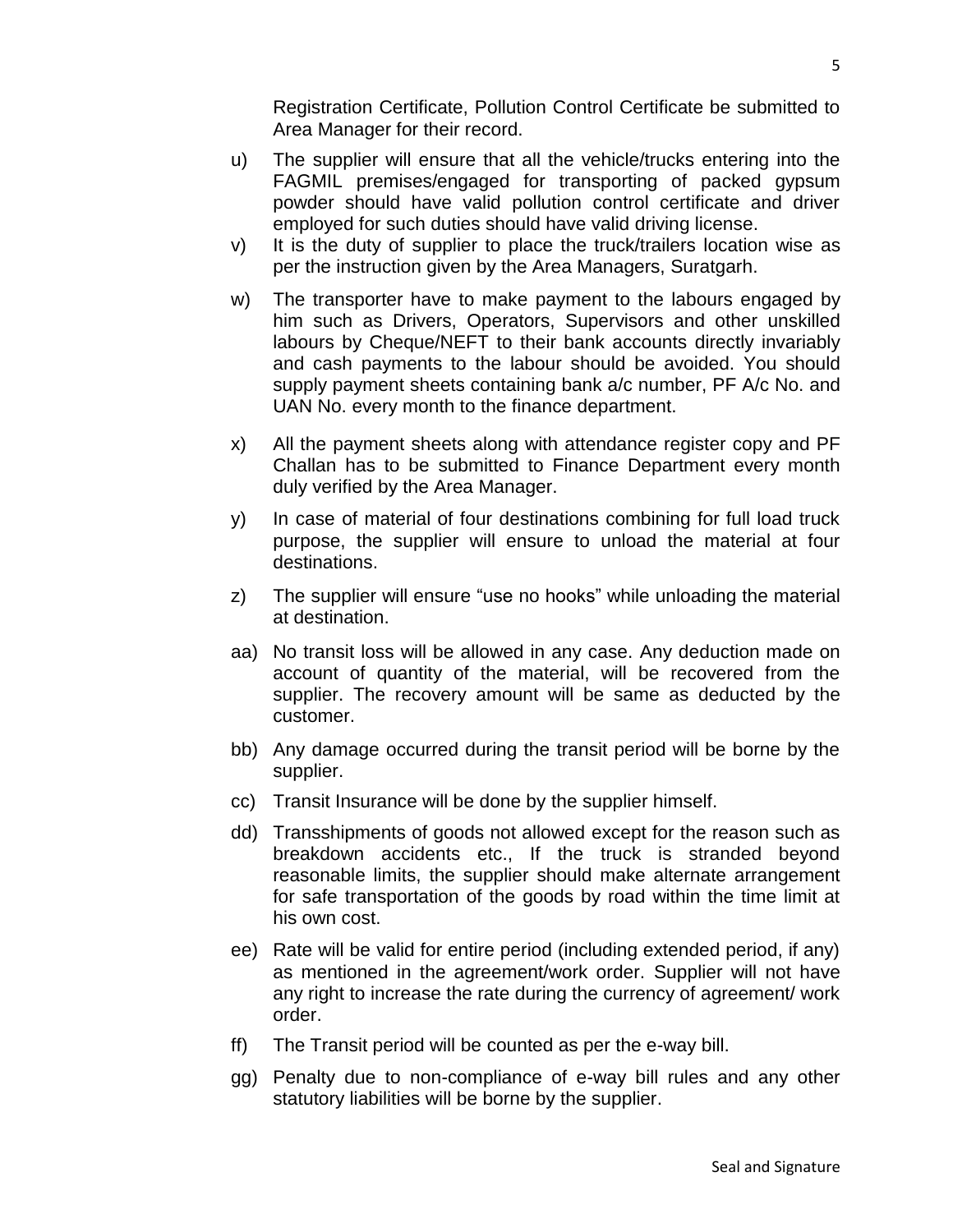Registration Certificate, Pollution Control Certificate be submitted to Area Manager for their record.

u) The supplier will ensure that all the vehicle/trucks entering into the FAGMIL premises/engaged for transporting of packed gypsum powder should have valid pollution control certificate and driver employed for such duties should have valid driving license.

v) It is the duty of supplier to place the truck/trailers location wise as per the instruction given by the Area Managers, Suratgarh.

w) The transporter have to make payment to the labours engaged by him such as Drivers, Operators, Supervisors and other unskilled labours by Cheque/NEFT to their bank accounts directly invariably and cash payments to the labour should be avoided. You should supply payment sheets containing bank a/c number, PF A/c No. and UAN No. every month to the finance department.

x) All the payment sheets along with attendance register copy and PF Challan has to be submitted to Finance Department every month duly verified by the Area Manager.

y) In case of material of four destinations combining for full load truck purpose, the supplier will ensure to unload the material at four destinations.

z) The supplier will ensure "use no hooks" while unloading the material at destination.

aa) No transit loss will be allowed in any case. Any deduction made on account of quantity of the material, will be recovered from the supplier. The recovery amount will be same as deducted by the customer.

bb) Any damage occurred during the transit period will be borne by the supplier.

cc) Transit Insurance will be done by the supplier himself.

dd) Transshipments of goods not allowed except for the reason such as breakdown accidents etc., If the truck is stranded beyond reasonable limits, the supplier should make alternate arrangement for safe transportation of the goods by road within the time limit at his own cost.

ee) Rate will be valid for entire period (including extended period, if any) as mentioned in the agreement/work order. Supplier will not have any right to increase the rate during the currency of agreement/ work order.

ff) The Transit period will be counted as per the e-way bill.

gg) Penalty due to non-compliance of e-way bill rules and any other statutory liabilities will be borne by the supplier.

Seal and Signature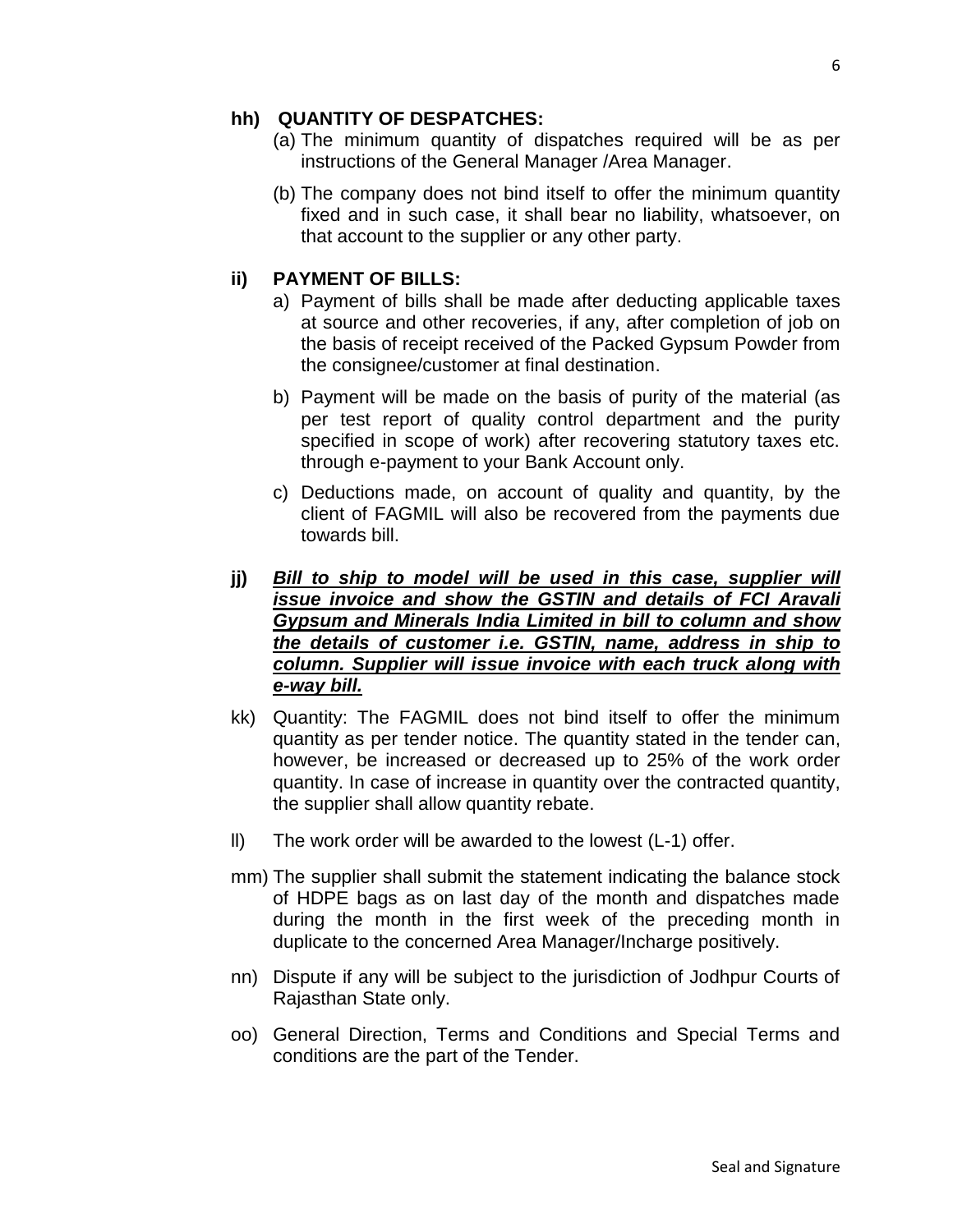**hh) QUANTITY OF DESPATCHES:**

(a) The minimum quantity of dispatches required will be as per instructions of the General Manager /Area Manager.

(b) The company does not bind itself to offer the minimum quantity fixed and in such case, it shall bear no liability, whatsoever, on that account to the supplier or any other party.

**ii) PAYMENT OF BILLS:**

a) Payment of bills shall be made after deducting applicable taxes at source and other recoveries, if any, after completion of job on the basis of receipt received of the Packed Gypsum Powder from the consignee/customer at final destination.

b) Payment will be made on the basis of purity of the material (as per test report of quality control department and the purity specified in scope of work) after recovering statutory taxes etc. through e-payment to your Bank Account only.

c) Deductions made, on account of quality and quantity, by the client of FAGMIL will also be recovered from the payments due towards bill.

**jj)** ***<u>Bill to ship to model will be used in this case, supplier will issue invoice and show the GSTIN and details of FCI Aravali Gypsum and Minerals India Limited in bill to column and show the details of customer i.e. GSTIN, name, address in ship to column. Supplier will issue invoice with each truck along with e-way bill.</u>***

kk) Quantity: The FAGMIL does not bind itself to offer the minimum quantity as per tender notice. The quantity stated in the tender can, however, be increased or decreased up to 25% of the work order quantity. In case of increase in quantity over the contracted quantity, the supplier shall allow quantity rebate.

ll) The work order will be awarded to the lowest (L-1) offer.

mm) The supplier shall submit the statement indicating the balance stock of HDPE bags as on last day of the month and dispatches made during the month in the first week of the preceding month in duplicate to the concerned Area Manager/Incharge positively.

nn) Dispute if any will be subject to the jurisdiction of Jodhpur Courts of Rajasthan State only.

oo) General Direction, Terms and Conditions and Special Terms and conditions are the part of the Tender.

Seal and Signature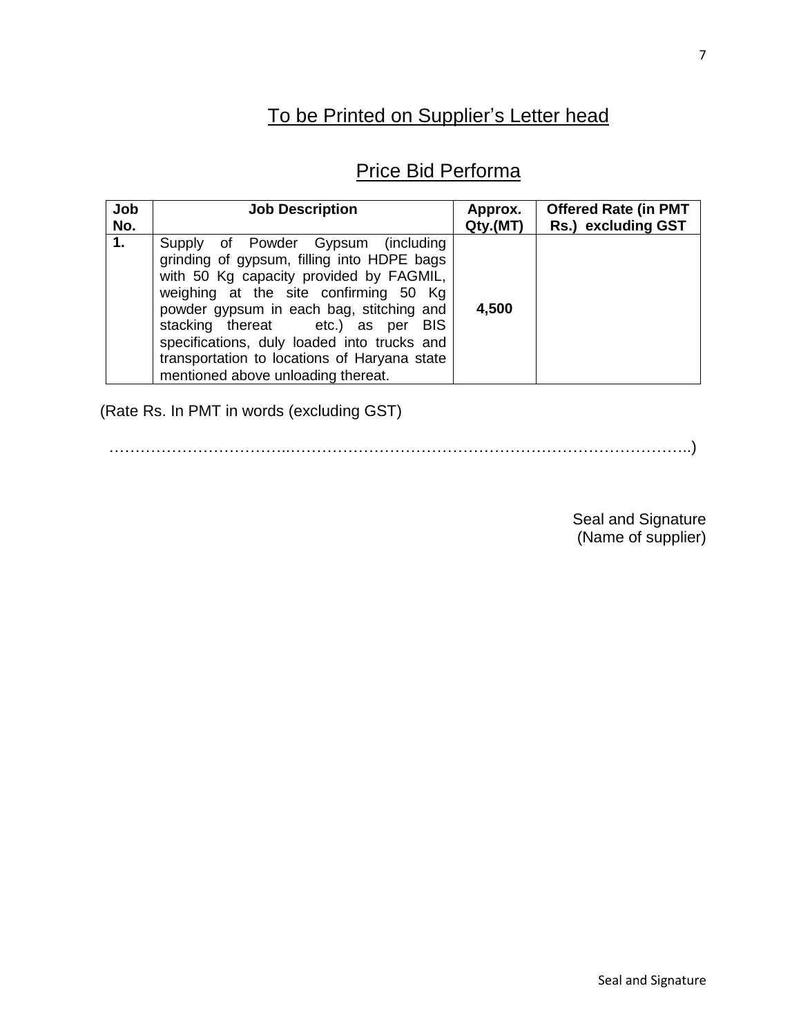## To be Printed on Supplier's Letter head

## Price Bid Performa

| Job No. | Job Description | Approx. Qty.(MT) | Offered Rate (in PMT Rs.) excluding GST |
|---|---|---|---|
| 1. | Supply of Powder Gypsum (including grinding of gypsum, filling into HDPE bags with 50 Kg capacity provided by FAGMIL, weighing at the site confirming 50 Kg powder gypsum in each bag, stitching and stacking thereat etc.) as per BIS specifications, duly loaded into trucks and transportation to locations of Haryana state mentioned above unloading thereat. | **4,500** | |

(Rate Rs. In PMT in words (excluding GST)

……………………………..………………………………………………………………..)

Seal and Signature
(Name of supplier)

Seal and Signature